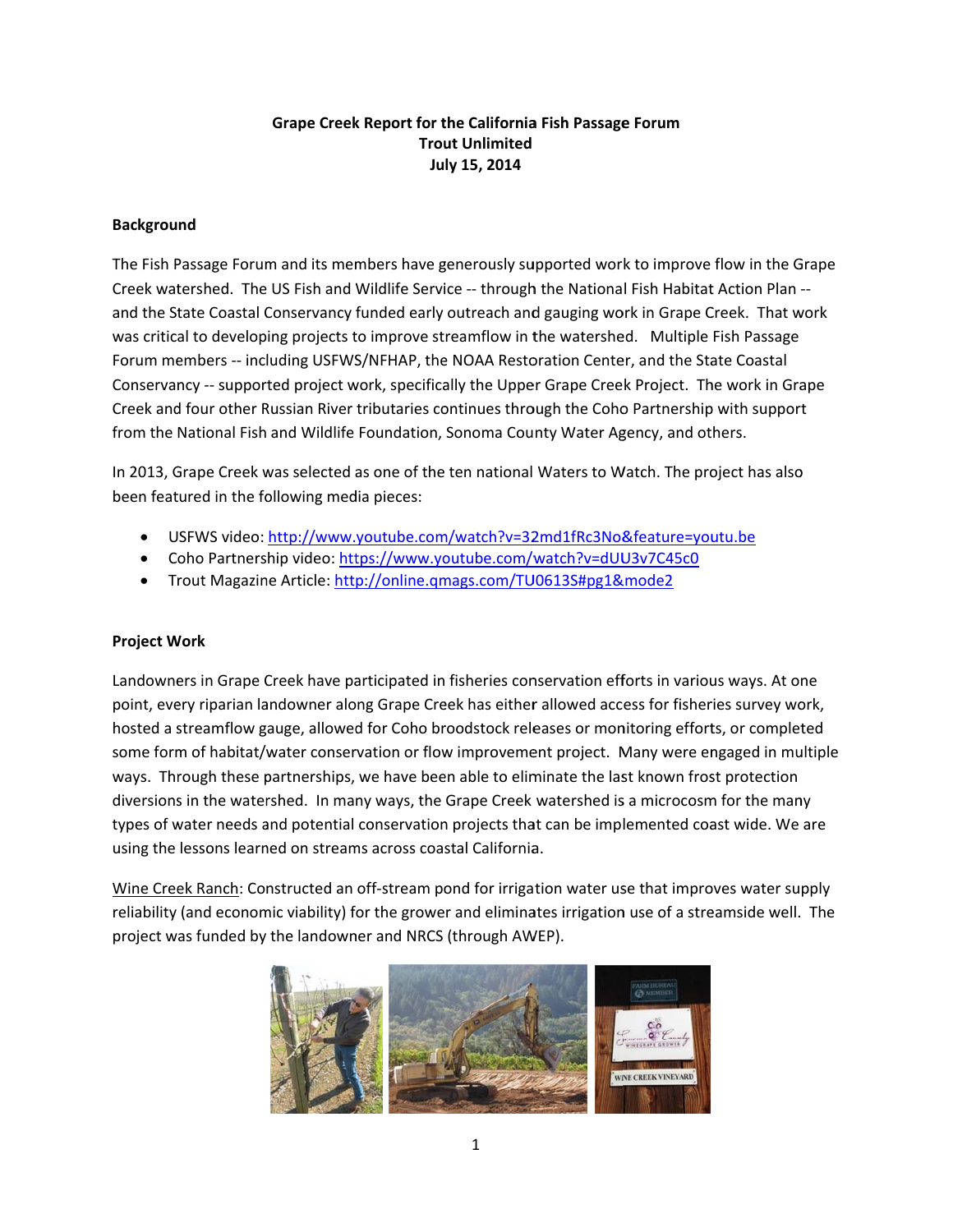**Grape Creek Report for the California Fish Passage Forum**
**Trout Unlimited**
**July 15, 2014**

**Background**

The Fish Passage Forum and its members have generously supported work to improve flow in the Grape Creek watershed. The US Fish and Wildlife Service -- through the National Fish Habitat Action Plan -- and the State Coastal Conservancy funded early outreach and gauging work in Grape Creek. That work was critical to developing projects to improve streamflow in the watershed. Multiple Fish Passage Forum members -- including USFWS/NFHAP, the NOAA Restoration Center, and the State Coastal Conservancy -- supported project work, specifically the Upper Grape Creek Project. The work in Grape Creek and four other Russian River tributaries continues through the Coho Partnership with support from the National Fish and Wildlife Foundation, Sonoma County Water Agency, and others.

In 2013, Grape Creek was selected as one of the ten national Waters to Watch. The project has also been featured in the following media pieces:

- USFWS video: http://www.youtube.com/watch?v=32md1fRc3No&feature=youtu.be
- Coho Partnership video: https://www.youtube.com/watch?v=dUU3v7C45c0
- Trout Magazine Article: http://online.qmags.com/TU0613S#pg1&mode2

**Project Work**

Landowners in Grape Creek have participated in fisheries conservation efforts in various ways. At one point, every riparian landowner along Grape Creek has either allowed access for fisheries survey work, hosted a streamflow gauge, allowed for Coho broodstock releases or monitoring efforts, or completed some form of habitat/water conservation or flow improvement project. Many were engaged in multiple ways. Through these partnerships, we have been able to eliminate the last known frost protection diversions in the watershed. In many ways, the Grape Creek watershed is a microcosm for the many types of water needs and potential conservation projects that can be implemented coast wide. We are using the lessons learned on streams across coastal California.

Wine Creek Ranch: Constructed an off-stream pond for irrigation water use that improves water supply reliability (and economic viability) for the grower and eliminates irrigation use of a streamside well. The project was funded by the landowner and NRCS (through AWEP).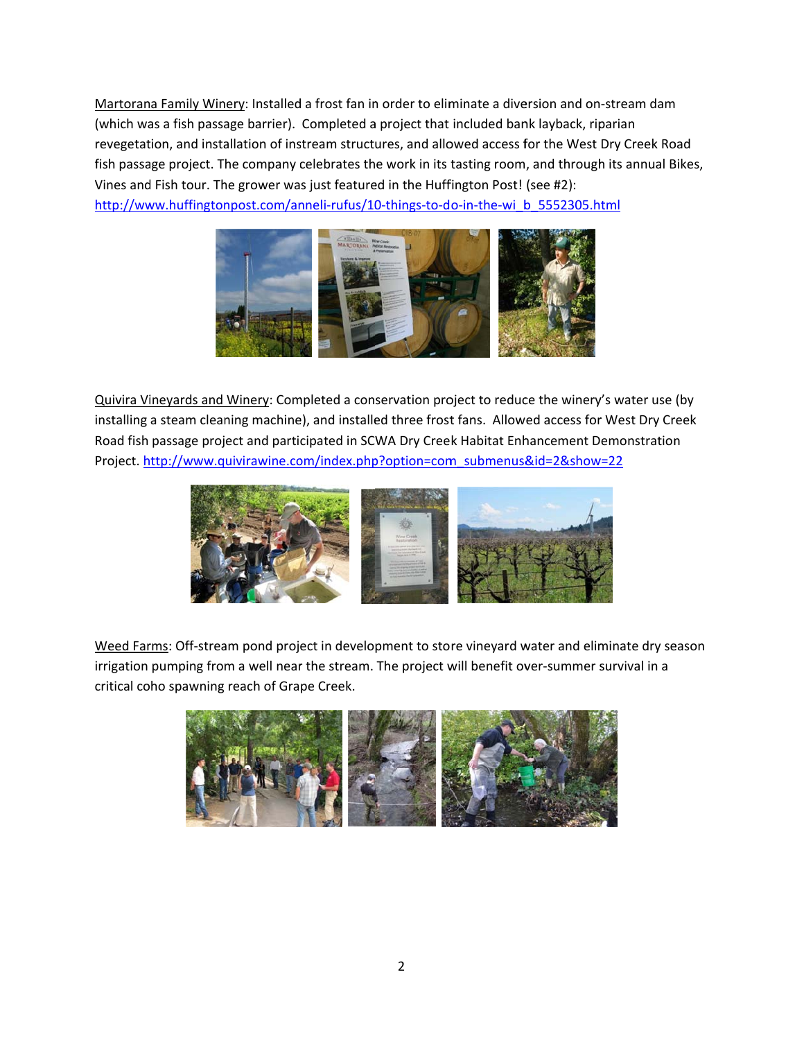<u>Martorana Family Winery</u>: Installed a frost fan in order to eliminate a diversion and on-stream dam (which was a fish passage barrier). Completed a project that included bank layback, riparian revegetation, and installation of instream structures, and allowed access for the West Dry Creek Road fish passage project. The company celebrates the work in its tasting room, and through its annual Bikes, Vines and Fish tour. The grower was just featured in the Huffington Post! (see #2): http://www.huffingtonpost.com/anneli-rufus/10-things-to-do-in-the-wi_b_5552305.html

<u>Quivira Vineyards and Winery</u>: Completed a conservation project to reduce the winery's water use (by installing a steam cleaning machine), and installed three frost fans. Allowed access for West Dry Creek Road fish passage project and participated in SCWA Dry Creek Habitat Enhancement Demonstration Project. http://www.quivirawine.com/index.php?option=com_submenus&id=2&show=22

<u>Weed Farms</u>: Off-stream pond project in development to store vineyard water and eliminate dry season irrigation pumping from a well near the stream. The project will benefit over-summer survival in a critical coho spawning reach of Grape Creek.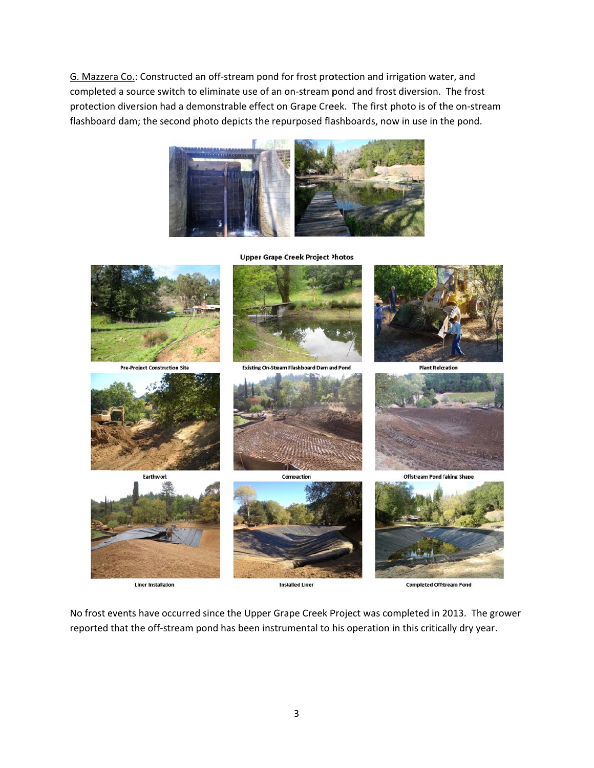G. Mazzera Co.: Constructed an off-stream pond for frost protection and irrigation water, and completed a source switch to eliminate use of an on-stream pond and frost diversion. The frost protection diversion had a demonstrable effect on Grape Creek. The first photo is of the on-stream flashboard dam; the second photo depicts the repurposed flashboards, now in use in the pond.

**Upper Grape Creek Project Photos**

Pre-Project Construction Site

Existing On-Stream Flashboard Dam and Pond

Plant Relocation

Earthwork

Compaction

Offstream Pond Taking Shape

Liner Installation

Installed Liner

Completed Offstream Pond

No frost events have occurred since the Upper Grape Creek Project was completed in 2013. The grower reported that the off-stream pond has been instrumental to his operation in this critically dry year.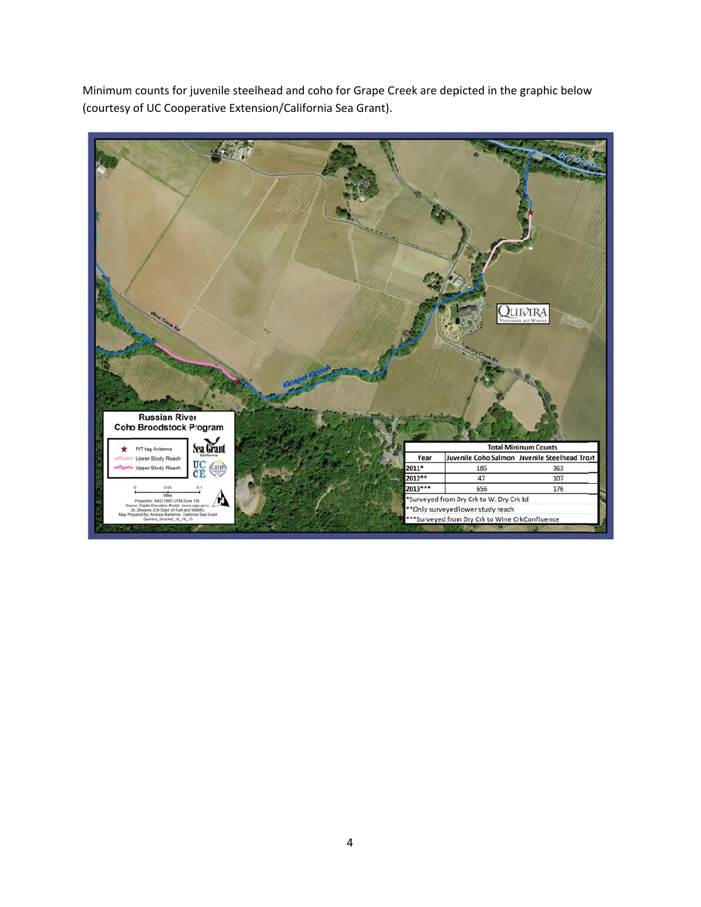Minimum counts for juvenile steelhead and coho for Grape Creek are depicted in the graphic below (courtesy of UC Cooperative Extension/California Sea Grant).

Russian River Coho Broodstock Program

PIT tag Antenna
Lower Study Reach
Upper Study Reach

| Year | Total Minimum Counts | |
|---|---|---|
| | Juvenile Coho Salmon | Juvenile Steelhead Trout |
| 2011* | 185 | 363 |
| 2012** | 47 | 107 |
| 2013*** | 656 | 176 |

*Surveyed from Dry Crk to W. Dry Crk Rd

**Only surveyed lower study reach

***Surveyed from Dry Crk to Wine Crk Confluence